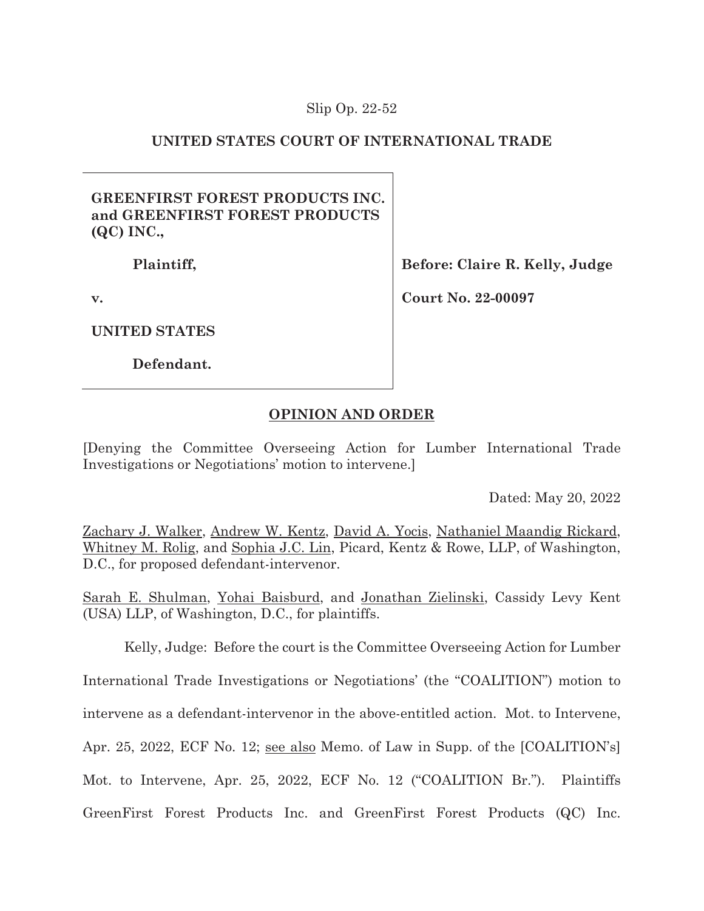Slip Op. 22-52

## UNITED STATES COURT OF INTERNATIONAL TRADE

**GREENFIRST FOREST PRODUCTS INC. and GREENFIRST FOREST PRODUCTS (QC) INC.,**

**Plaintiff,**

**v.**

**UNITED STATES**

**Defendant.**

**Before: Claire R. Kelly, Judge**

**Court No. 22-00097**

## OPINION AND ORDER

[Denying the Committee Overseeing Action for Lumber International Trade Investigations or Negotiations' motion to intervene.]

Dated: May 20, 2022

Zachary J. Walker, Andrew W. Kentz, David A. Yocis, Nathaniel Maandig Rickard, Whitney M. Rolig, and Sophia J.C. Lin, Picard, Kentz & Rowe, LLP, of Washington, D.C., for proposed defendant-intervenor.

Sarah E. Shulman, Yohai Baisburd, and Jonathan Zielinski, Cassidy Levy Kent (USA) LLP, of Washington, D.C., for plaintiffs.

Kelly, Judge: Before the court is the Committee Overseeing Action for Lumber International Trade Investigations or Negotiations' (the "COALITION") motion to intervene as a defendant-intervenor in the above-entitled action. Mot. to Intervene, Apr. 25, 2022, ECF No. 12; see also Memo. of Law in Supp. of the [COALITION's] Mot. to Intervene, Apr. 25, 2022, ECF No. 12 ("COALITION Br."). Plaintiffs GreenFirst Forest Products Inc. and GreenFirst Forest Products (QC) Inc.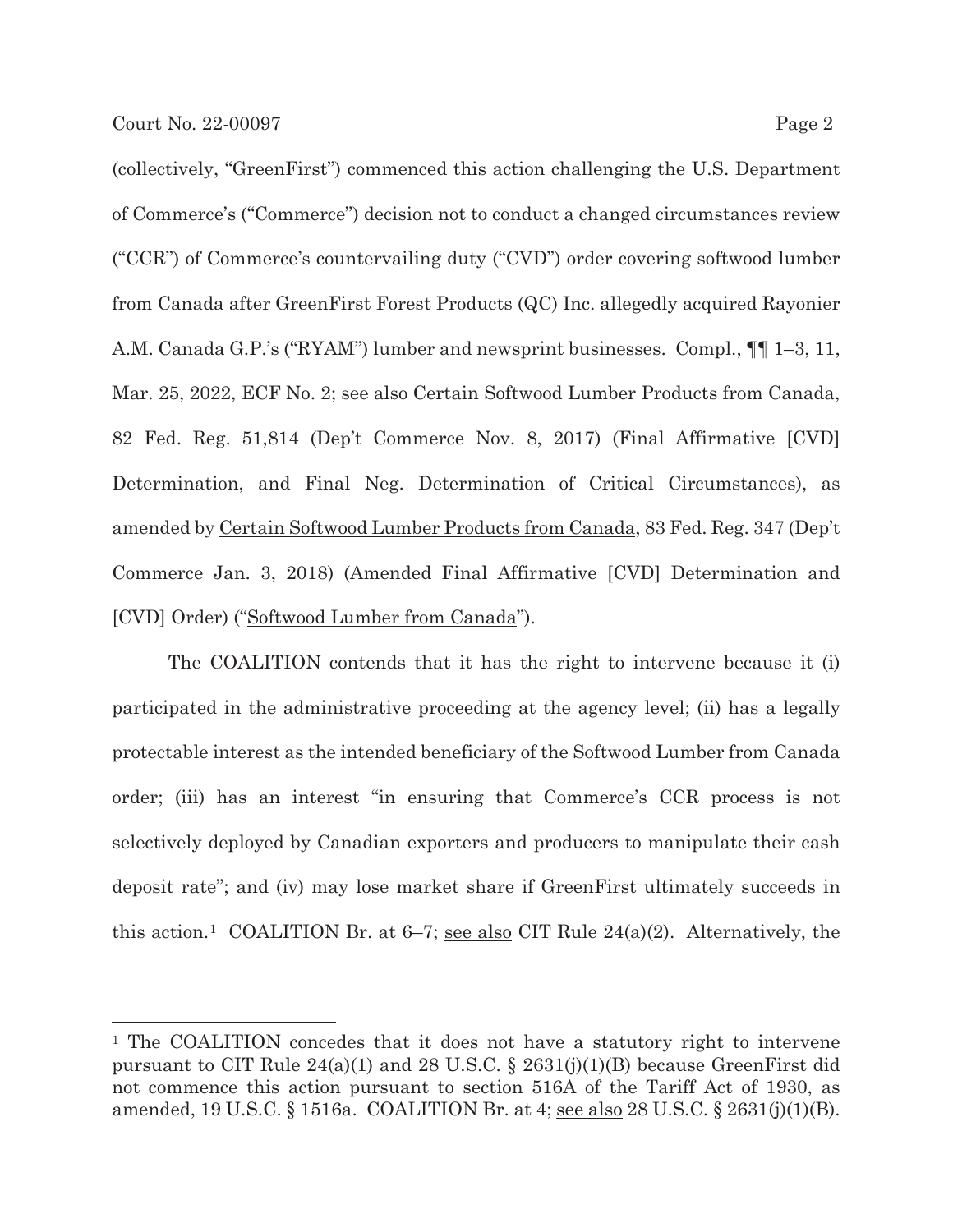(collectively, "GreenFirst") commenced this action challenging the U.S. Department of Commerce's ("Commerce") decision not to conduct a changed circumstances review ("CCR") of Commerce's countervailing duty ("CVD") order covering softwood lumber from Canada after GreenFirst Forest Products (QC) Inc. allegedly acquired Rayonier A.M. Canada G.P.'s ("RYAM") lumber and newsprint businesses. Compl., ¶¶ 1–3, 11, Mar. 25, 2022, ECF No. 2; see also Certain Softwood Lumber Products from Canada, 82 Fed. Reg. 51,814 (Dep't Commerce Nov. 8, 2017) (Final Affirmative [CVD] Determination, and Final Neg. Determination of Critical Circumstances), as amended by Certain Softwood Lumber Products from Canada, 83 Fed. Reg. 347 (Dep't Commerce Jan. 3, 2018) (Amended Final Affirmative [CVD] Determination and [CVD] Order) ("Softwood Lumber from Canada").

The COALITION contends that it has the right to intervene because it (i) participated in the administrative proceeding at the agency level; (ii) has a legally protectable interest as the intended beneficiary of the Softwood Lumber from Canada order; (iii) has an interest "in ensuring that Commerce's CCR process is not selectively deployed by Canadian exporters and producers to manipulate their cash deposit rate"; and (iv) may lose market share if GreenFirst ultimately succeeds in this action.[1] COALITION Br. at 6–7; see also CIT Rule 24(a)(2). Alternatively, the

[1] The COALITION concedes that it does not have a statutory right to intervene pursuant to CIT Rule 24(a)(1) and 28 U.S.C. § 2631(j)(1)(B) because GreenFirst did not commence this action pursuant to section 516A of the Tariff Act of 1930, as amended, 19 U.S.C. § 1516a. COALITION Br. at 4; see also 28 U.S.C. § 2631(j)(1)(B).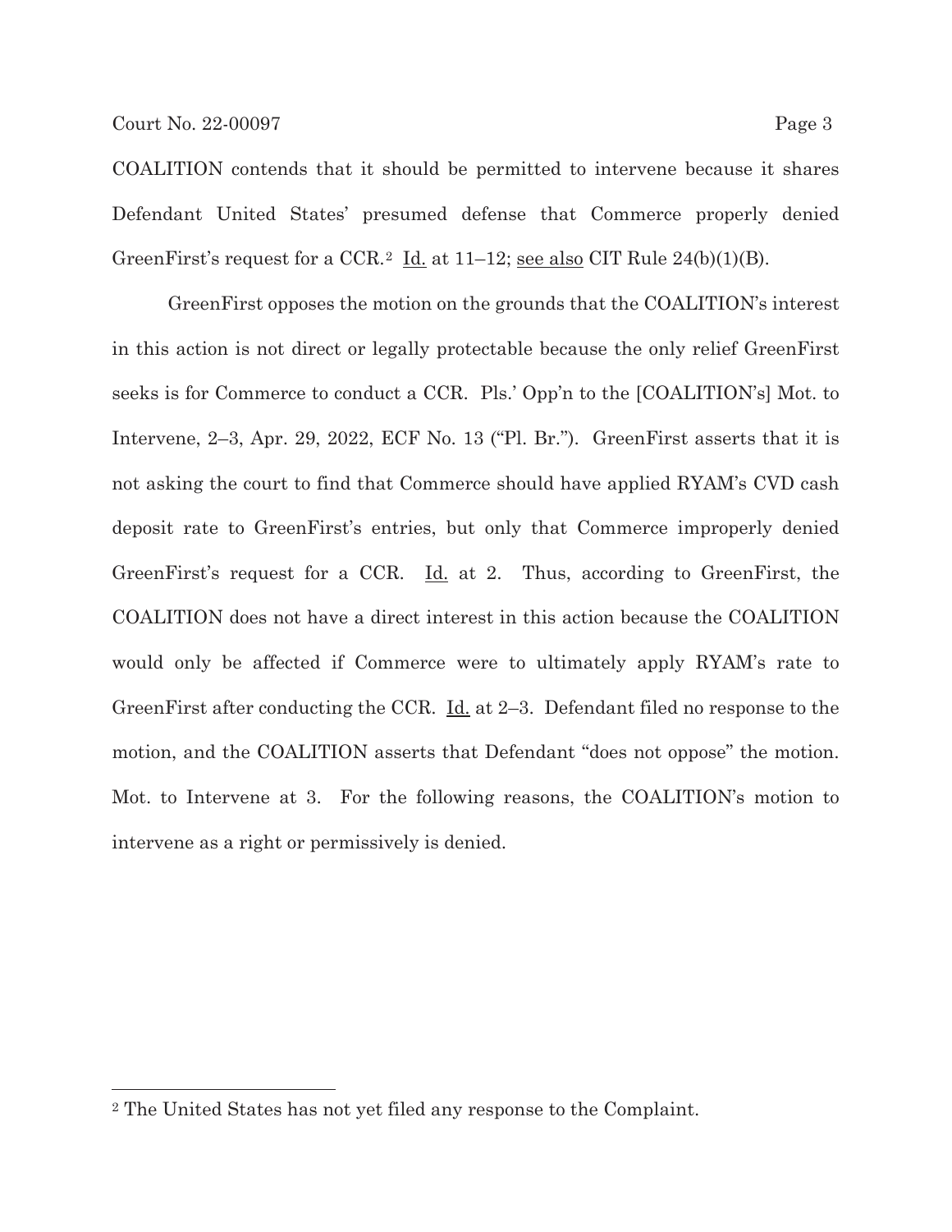COALITION contends that it should be permitted to intervene because it shares Defendant United States' presumed defense that Commerce properly denied GreenFirst's request for a CCR.[2] Id. at 11–12; see also CIT Rule 24(b)(1)(B).

GreenFirst opposes the motion on the grounds that the COALITION's interest in this action is not direct or legally protectable because the only relief GreenFirst seeks is for Commerce to conduct a CCR. Pls.' Opp'n to the [COALITION's] Mot. to Intervene, 2–3, Apr. 29, 2022, ECF No. 13 ("Pl. Br."). GreenFirst asserts that it is not asking the court to find that Commerce should have applied RYAM's CVD cash deposit rate to GreenFirst's entries, but only that Commerce improperly denied GreenFirst's request for a CCR. Id. at 2. Thus, according to GreenFirst, the COALITION does not have a direct interest in this action because the COALITION would only be affected if Commerce were to ultimately apply RYAM's rate to GreenFirst after conducting the CCR. Id. at 2–3. Defendant filed no response to the motion, and the COALITION asserts that Defendant "does not oppose" the motion. Mot. to Intervene at 3. For the following reasons, the COALITION's motion to intervene as a right or permissively is denied.

[2] The United States has not yet filed any response to the Complaint.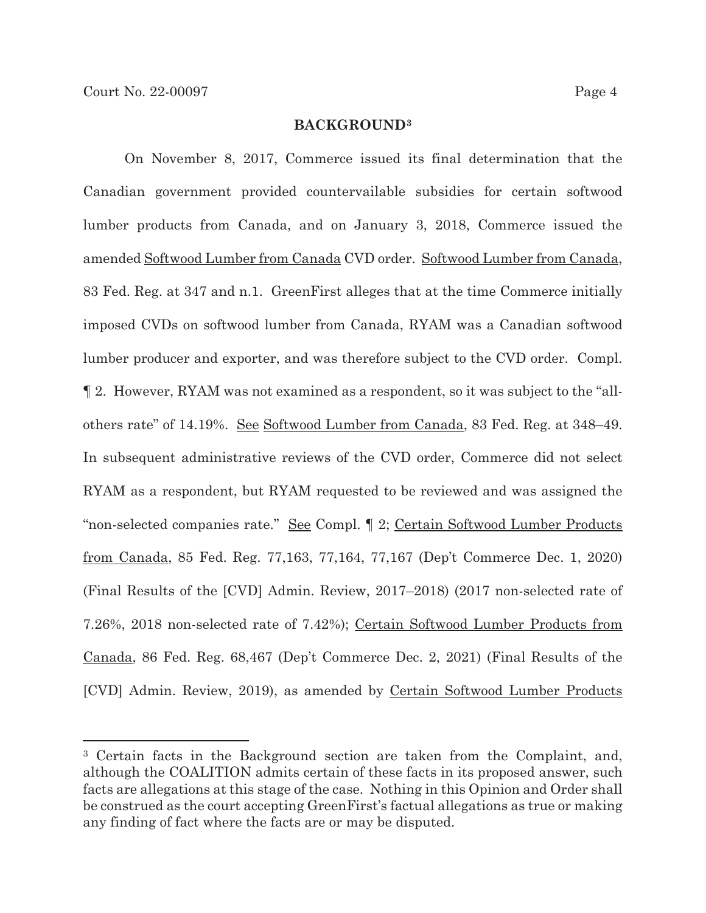## BACKGROUND[3]

On November 8, 2017, Commerce issued its final determination that the Canadian government provided countervailable subsidies for certain softwood lumber products from Canada, and on January 3, 2018, Commerce issued the amended Softwood Lumber from Canada CVD order. Softwood Lumber from Canada, 83 Fed. Reg. at 347 and n.1. GreenFirst alleges that at the time Commerce initially imposed CVDs on softwood lumber from Canada, RYAM was a Canadian softwood lumber producer and exporter, and was therefore subject to the CVD order. Compl. ¶ 2. However, RYAM was not examined as a respondent, so it was subject to the "all-others rate" of 14.19%. See Softwood Lumber from Canada, 83 Fed. Reg. at 348–49. In subsequent administrative reviews of the CVD order, Commerce did not select RYAM as a respondent, but RYAM requested to be reviewed and was assigned the "non-selected companies rate." See Compl. ¶ 2; Certain Softwood Lumber Products from Canada, 85 Fed. Reg. 77,163, 77,164, 77,167 (Dep't Commerce Dec. 1, 2020) (Final Results of the [CVD] Admin. Review, 2017–2018) (2017 non-selected rate of 7.26%, 2018 non-selected rate of 7.42%); Certain Softwood Lumber Products from Canada, 86 Fed. Reg. 68,467 (Dep't Commerce Dec. 2, 2021) (Final Results of the [CVD] Admin. Review, 2019), as amended by Certain Softwood Lumber Products

---

[3] Certain facts in the Background section are taken from the Complaint, and, although the COALITION admits certain of these facts in its proposed answer, such facts are allegations at this stage of the case. Nothing in this Opinion and Order shall be construed as the court accepting GreenFirst's factual allegations as true or making any finding of fact where the facts are or may be disputed.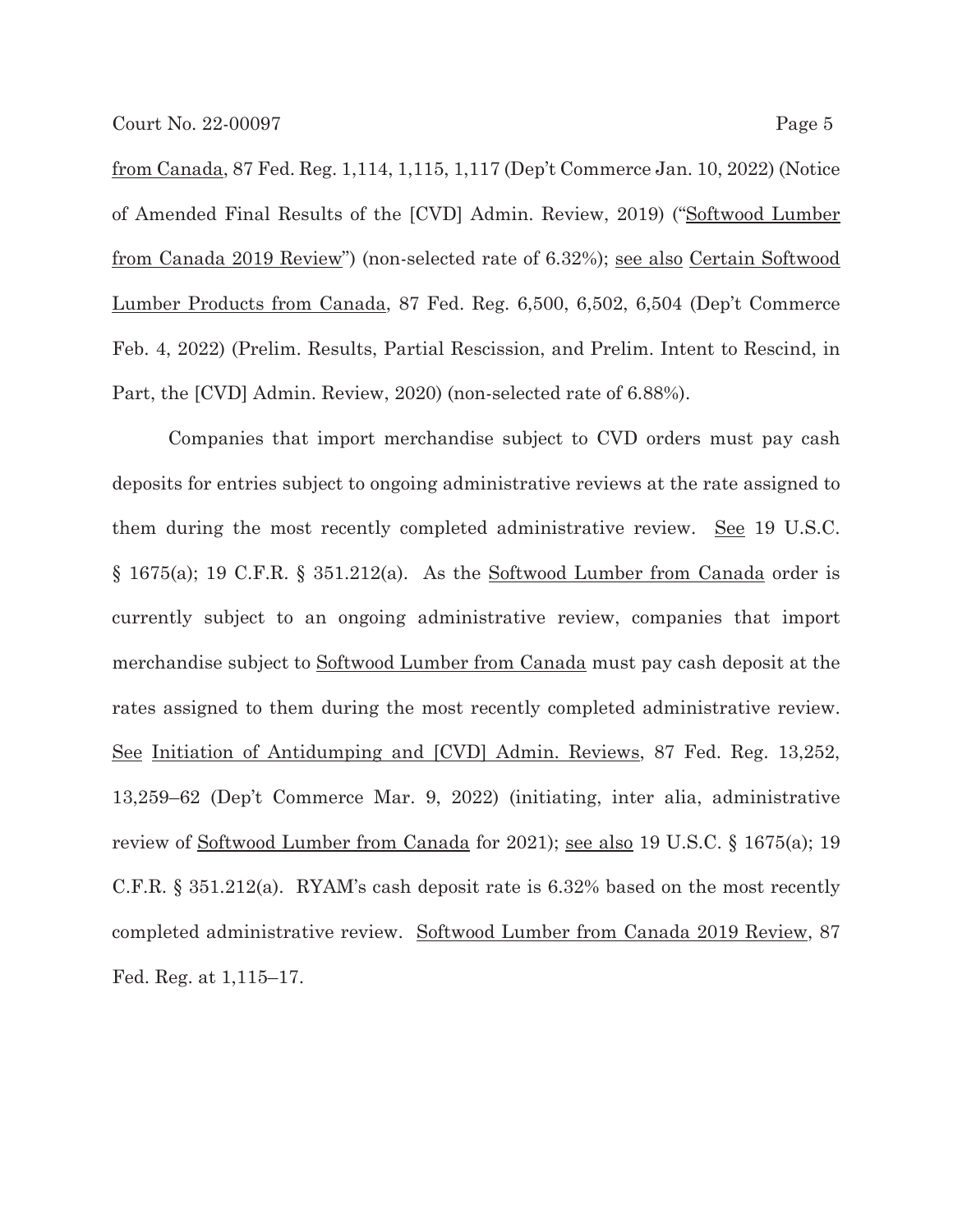from Canada, 87 Fed. Reg. 1,114, 1,115, 1,117 (Dep't Commerce Jan. 10, 2022) (Notice of Amended Final Results of the [CVD] Admin. Review, 2019) ("Softwood Lumber from Canada 2019 Review") (non-selected rate of 6.32%); see also Certain Softwood Lumber Products from Canada, 87 Fed. Reg. 6,500, 6,502, 6,504 (Dep't Commerce Feb. 4, 2022) (Prelim. Results, Partial Rescission, and Prelim. Intent to Rescind, in Part, the [CVD] Admin. Review, 2020) (non-selected rate of 6.88%).

Companies that import merchandise subject to CVD orders must pay cash deposits for entries subject to ongoing administrative reviews at the rate assigned to them during the most recently completed administrative review. See 19 U.S.C. § 1675(a); 19 C.F.R. § 351.212(a). As the Softwood Lumber from Canada order is currently subject to an ongoing administrative review, companies that import merchandise subject to Softwood Lumber from Canada must pay cash deposit at the rates assigned to them during the most recently completed administrative review. See Initiation of Antidumping and [CVD] Admin. Reviews, 87 Fed. Reg. 13,252, 13,259–62 (Dep't Commerce Mar. 9, 2022) (initiating, inter alia, administrative review of Softwood Lumber from Canada for 2021); see also 19 U.S.C. § 1675(a); 19 C.F.R. § 351.212(a). RYAM's cash deposit rate is 6.32% based on the most recently completed administrative review. Softwood Lumber from Canada 2019 Review, 87 Fed. Reg. at 1,115–17.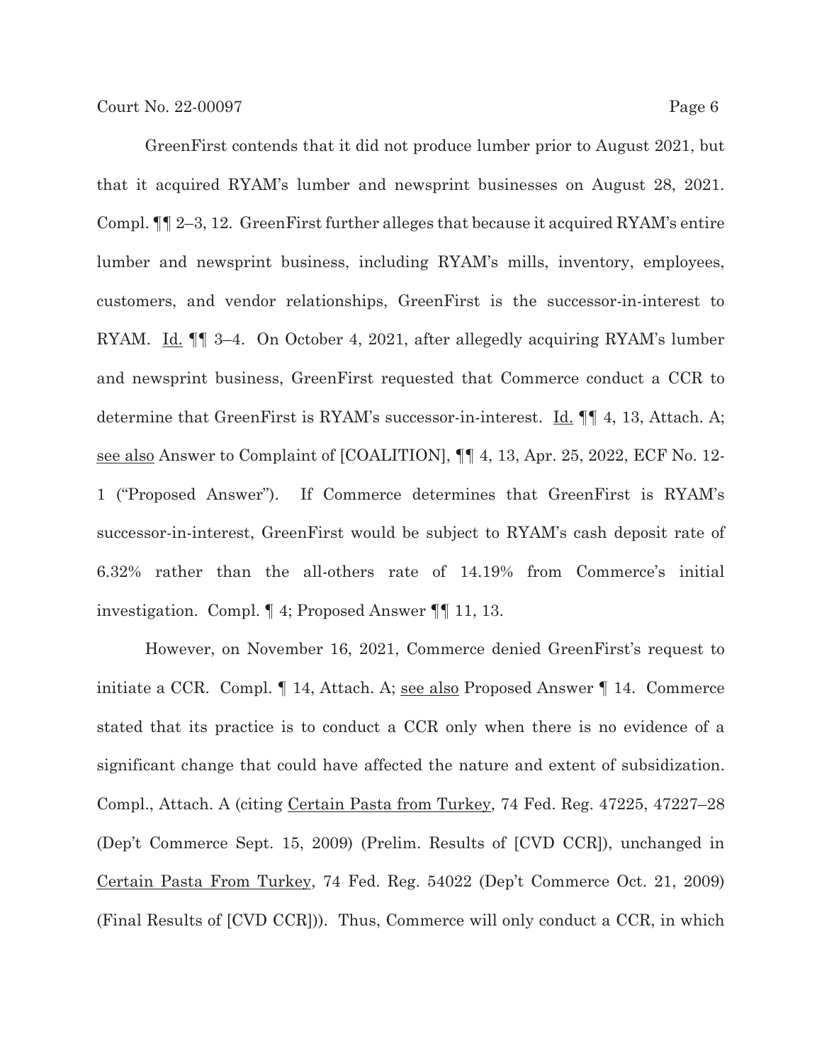GreenFirst contends that it did not produce lumber prior to August 2021, but that it acquired RYAM's lumber and newsprint businesses on August 28, 2021. Compl. ¶¶ 2–3, 12. GreenFirst further alleges that because it acquired RYAM's entire lumber and newsprint business, including RYAM's mills, inventory, employees, customers, and vendor relationships, GreenFirst is the successor-in-interest to RYAM. Id. ¶¶ 3–4. On October 4, 2021, after allegedly acquiring RYAM's lumber and newsprint business, GreenFirst requested that Commerce conduct a CCR to determine that GreenFirst is RYAM's successor-in-interest. Id. ¶¶ 4, 13, Attach. A; see also Answer to Complaint of [COALITION], ¶¶ 4, 13, Apr. 25, 2022, ECF No. 12-1 ("Proposed Answer"). If Commerce determines that GreenFirst is RYAM's successor-in-interest, GreenFirst would be subject to RYAM's cash deposit rate of 6.32% rather than the all-others rate of 14.19% from Commerce's initial investigation. Compl. ¶ 4; Proposed Answer ¶¶ 11, 13.

However, on November 16, 2021, Commerce denied GreenFirst's request to initiate a CCR. Compl. ¶ 14, Attach. A; see also Proposed Answer ¶ 14. Commerce stated that its practice is to conduct a CCR only when there is no evidence of a significant change that could have affected the nature and extent of subsidization. Compl., Attach. A (citing Certain Pasta from Turkey, 74 Fed. Reg. 47225, 47227–28 (Dep't Commerce Sept. 15, 2009) (Prelim. Results of [CVD CCR]), unchanged in Certain Pasta From Turkey, 74 Fed. Reg. 54022 (Dep't Commerce Oct. 21, 2009) (Final Results of [CVD CCR])). Thus, Commerce will only conduct a CCR, in which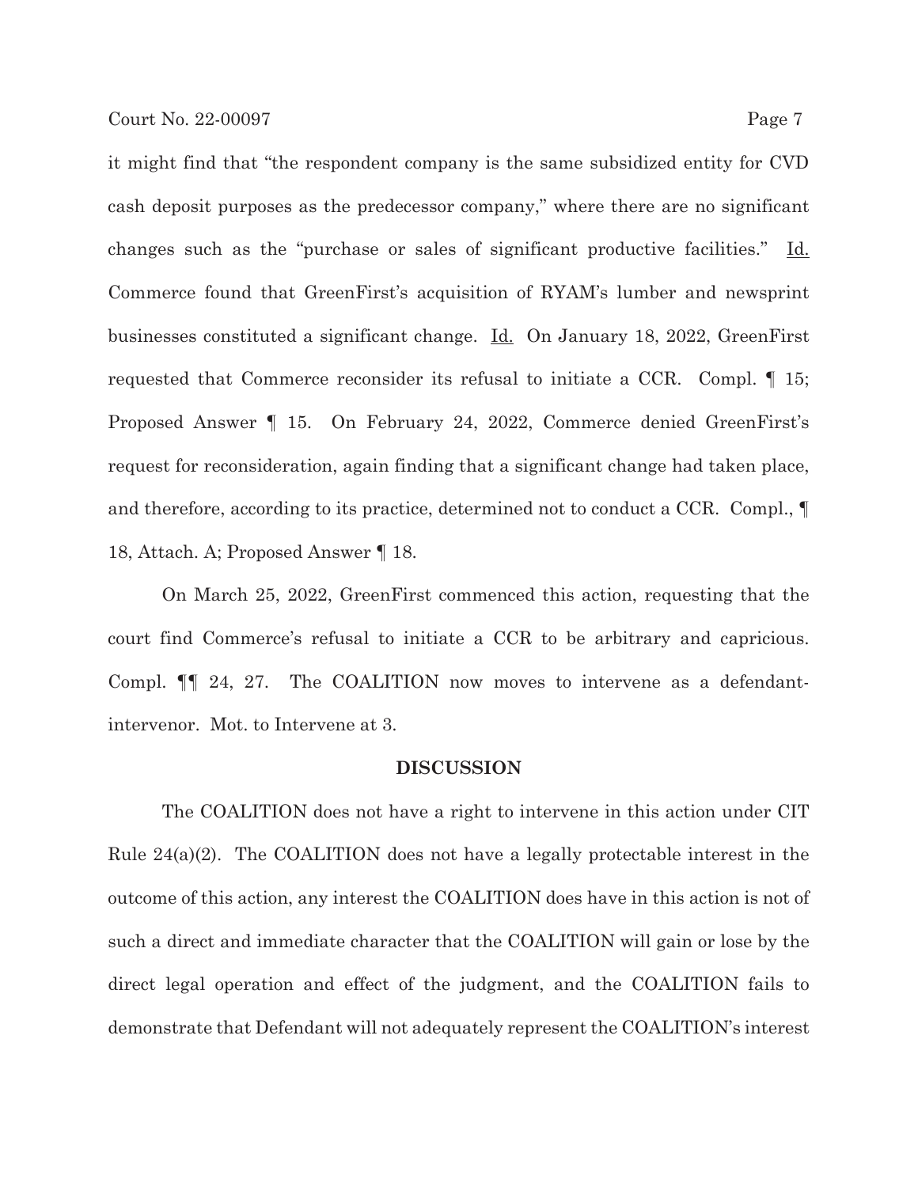it might find that "the respondent company is the same subsidized entity for CVD cash deposit purposes as the predecessor company," where there are no significant changes such as the "purchase or sales of significant productive facilities." Id. Commerce found that GreenFirst's acquisition of RYAM's lumber and newsprint businesses constituted a significant change. Id. On January 18, 2022, GreenFirst requested that Commerce reconsider its refusal to initiate a CCR. Compl. ¶ 15; Proposed Answer ¶ 15. On February 24, 2022, Commerce denied GreenFirst's request for reconsideration, again finding that a significant change had taken place, and therefore, according to its practice, determined not to conduct a CCR. Compl., ¶ 18, Attach. A; Proposed Answer ¶ 18.

On March 25, 2022, GreenFirst commenced this action, requesting that the court find Commerce's refusal to initiate a CCR to be arbitrary and capricious. Compl. ¶¶ 24, 27. The COALITION now moves to intervene as a defendant-intervenor. Mot. to Intervene at 3.

## DISCUSSION

The COALITION does not have a right to intervene in this action under CIT Rule 24(a)(2). The COALITION does not have a legally protectable interest in the outcome of this action, any interest the COALITION does have in this action is not of such a direct and immediate character that the COALITION will gain or lose by the direct legal operation and effect of the judgment, and the COALITION fails to demonstrate that Defendant will not adequately represent the COALITION's interest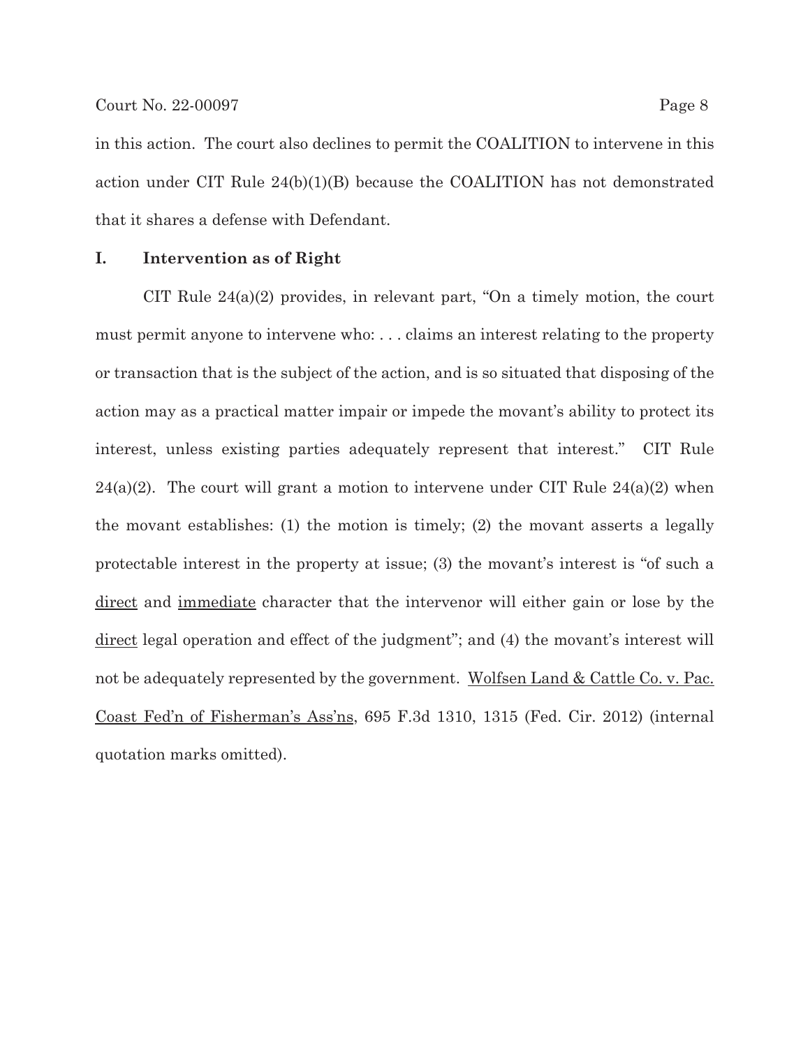in this action. The court also declines to permit the COALITION to intervene in this action under CIT Rule 24(b)(1)(B) because the COALITION has not demonstrated that it shares a defense with Defendant.

## I. Intervention as of Right

CIT Rule 24(a)(2) provides, in relevant part, "On a timely motion, the court must permit anyone to intervene who: . . . claims an interest relating to the property or transaction that is the subject of the action, and is so situated that disposing of the action may as a practical matter impair or impede the movant's ability to protect its interest, unless existing parties adequately represent that interest." CIT Rule 24(a)(2). The court will grant a motion to intervene under CIT Rule 24(a)(2) when the movant establishes: (1) the motion is timely; (2) the movant asserts a legally protectable interest in the property at issue; (3) the movant's interest is "of such a <u>direct</u> and <u>immediate</u> character that the intervenor will either gain or lose by the <u>direct</u> legal operation and effect of the judgment"; and (4) the movant's interest will not be adequately represented by the government. <u>Wolfsen Land & Cattle Co. v. Pac. Coast Fed'n of Fisherman's Ass'ns</u>, 695 F.3d 1310, 1315 (Fed. Cir. 2012) (internal quotation marks omitted).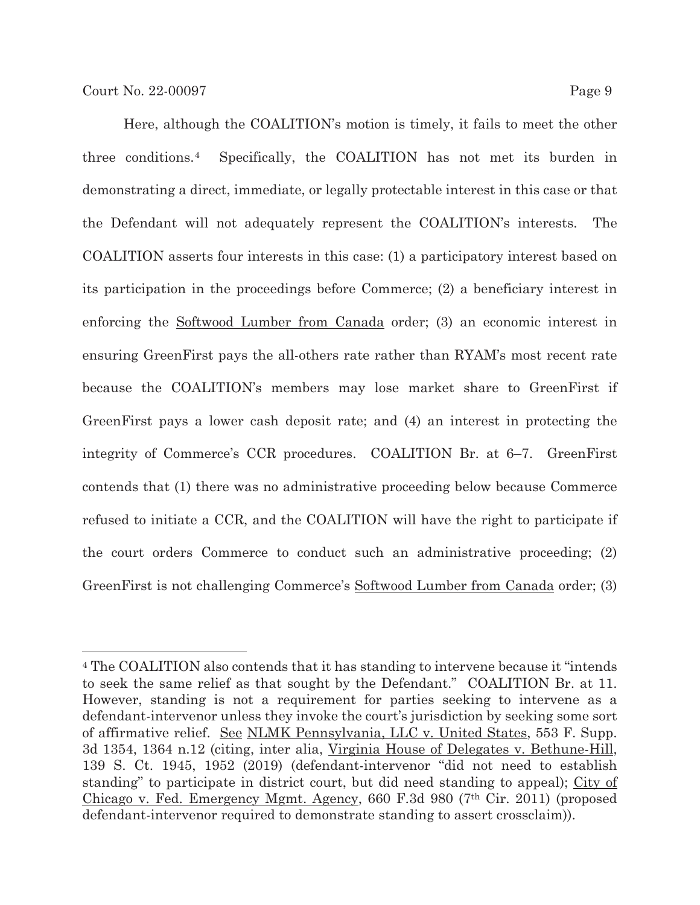Here, although the COALITION's motion is timely, it fails to meet the other three conditions.[4] Specifically, the COALITION has not met its burden in demonstrating a direct, immediate, or legally protectable interest in this case or that the Defendant will not adequately represent the COALITION's interests. The COALITION asserts four interests in this case: (1) a participatory interest based on its participation in the proceedings before Commerce; (2) a beneficiary interest in enforcing the Softwood Lumber from Canada order; (3) an economic interest in ensuring GreenFirst pays the all-others rate rather than RYAM's most recent rate because the COALITION's members may lose market share to GreenFirst if GreenFirst pays a lower cash deposit rate; and (4) an interest in protecting the integrity of Commerce's CCR procedures. COALITION Br. at 6–7. GreenFirst contends that (1) there was no administrative proceeding below because Commerce refused to initiate a CCR, and the COALITION will have the right to participate if the court orders Commerce to conduct such an administrative proceeding; (2) GreenFirst is not challenging Commerce's Softwood Lumber from Canada order; (3)

---

[4] The COALITION also contends that it has standing to intervene because it "intends to seek the same relief as that sought by the Defendant." COALITION Br. at 11. However, standing is not a requirement for parties seeking to intervene as a defendant-intervenor unless they invoke the court's jurisdiction by seeking some sort of affirmative relief. See NLMK Pennsylvania, LLC v. United States, 553 F. Supp. 3d 1354, 1364 n.12 (citing, inter alia, Virginia House of Delegates v. Bethune-Hill, 139 S. Ct. 1945, 1952 (2019) (defendant-intervenor "did not need to establish standing" to participate in district court, but did need standing to appeal); City of Chicago v. Fed. Emergency Mgmt. Agency, 660 F.3d 980 (7th Cir. 2011) (proposed defendant-intervenor required to demonstrate standing to assert crossclaim)).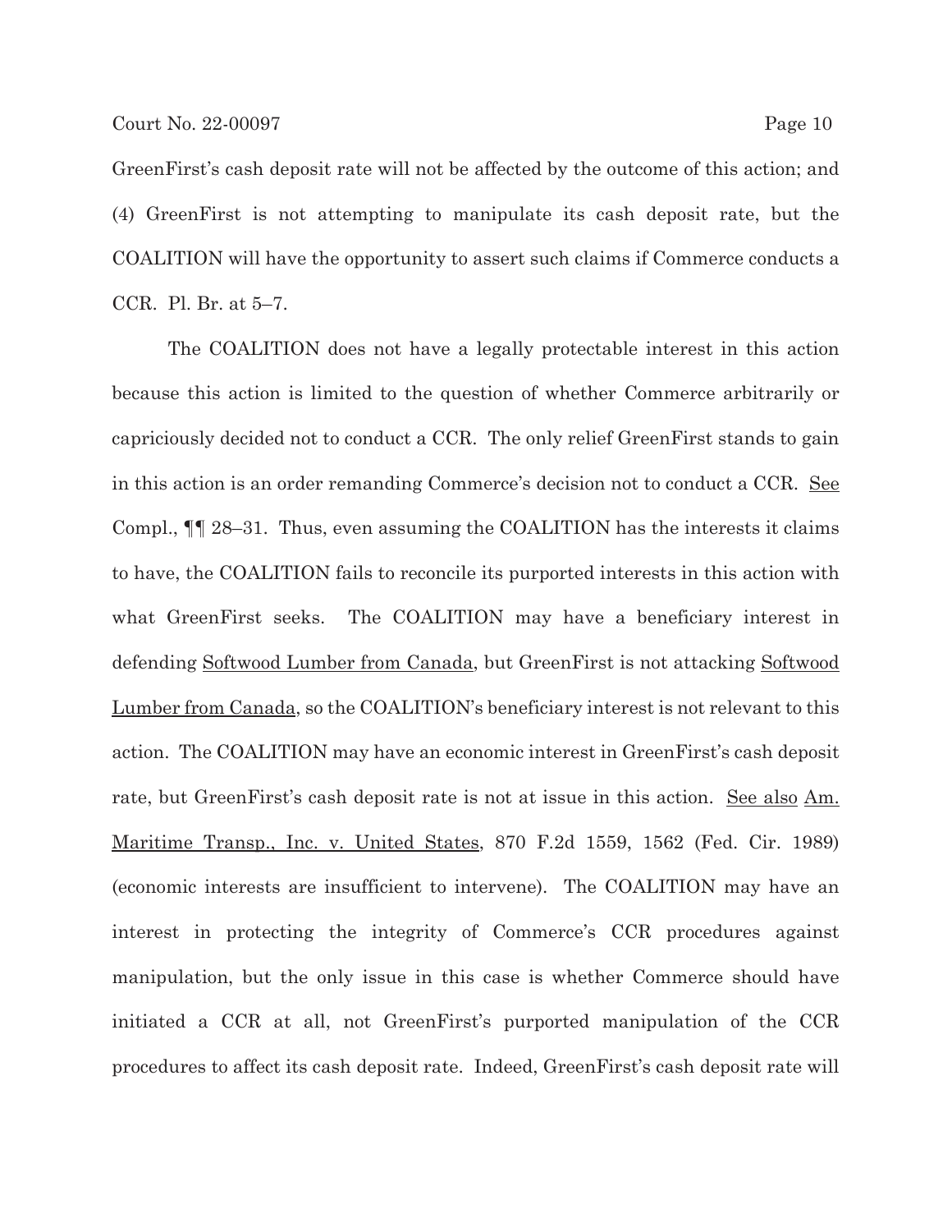GreenFirst's cash deposit rate will not be affected by the outcome of this action; and (4) GreenFirst is not attempting to manipulate its cash deposit rate, but the COALITION will have the opportunity to assert such claims if Commerce conducts a CCR. Pl. Br. at 5–7.

The COALITION does not have a legally protectable interest in this action because this action is limited to the question of whether Commerce arbitrarily or capriciously decided not to conduct a CCR. The only relief GreenFirst stands to gain in this action is an order remanding Commerce's decision not to conduct a CCR. See Compl., ¶¶ 28–31. Thus, even assuming the COALITION has the interests it claims to have, the COALITION fails to reconcile its purported interests in this action with what GreenFirst seeks. The COALITION may have a beneficiary interest in defending Softwood Lumber from Canada, but GreenFirst is not attacking Softwood Lumber from Canada, so the COALITION's beneficiary interest is not relevant to this action. The COALITION may have an economic interest in GreenFirst's cash deposit rate, but GreenFirst's cash deposit rate is not at issue in this action. See also Am. Maritime Transp., Inc. v. United States, 870 F.2d 1559, 1562 (Fed. Cir. 1989) (economic interests are insufficient to intervene). The COALITION may have an interest in protecting the integrity of Commerce's CCR procedures against manipulation, but the only issue in this case is whether Commerce should have initiated a CCR at all, not GreenFirst's purported manipulation of the CCR procedures to affect its cash deposit rate. Indeed, GreenFirst's cash deposit rate will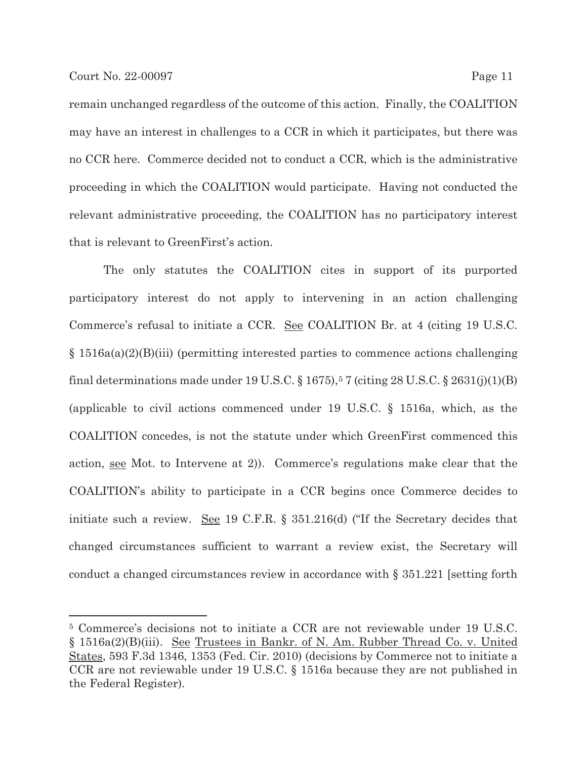remain unchanged regardless of the outcome of this action. Finally, the COALITION may have an interest in challenges to a CCR in which it participates, but there was no CCR here. Commerce decided not to conduct a CCR, which is the administrative proceeding in which the COALITION would participate. Having not conducted the relevant administrative proceeding, the COALITION has no participatory interest that is relevant to GreenFirst's action.

The only statutes the COALITION cites in support of its purported participatory interest do not apply to intervening in an action challenging Commerce's refusal to initiate a CCR. See COALITION Br. at 4 (citing 19 U.S.C. § 1516a(a)(2)(B)(iii) (permitting interested parties to commence actions challenging final determinations made under 19 U.S.C. § 1675),[5] 7 (citing 28 U.S.C. § 2631(j)(1)(B) (applicable to civil actions commenced under 19 U.S.C. § 1516a, which, as the COALITION concedes, is not the statute under which GreenFirst commenced this action, see Mot. to Intervene at 2)). Commerce's regulations make clear that the COALITION's ability to participate in a CCR begins once Commerce decides to initiate such a review. See 19 C.F.R. § 351.216(d) ("If the Secretary decides that changed circumstances sufficient to warrant a review exist, the Secretary will conduct a changed circumstances review in accordance with § 351.221 [setting forth

---

[5] Commerce's decisions not to initiate a CCR are not reviewable under 19 U.S.C. § 1516a(2)(B)(iii). See Trustees in Bankr. of N. Am. Rubber Thread Co. v. United States, 593 F.3d 1346, 1353 (Fed. Cir. 2010) (decisions by Commerce not to initiate a CCR are not reviewable under 19 U.S.C. § 1516a because they are not published in the Federal Register).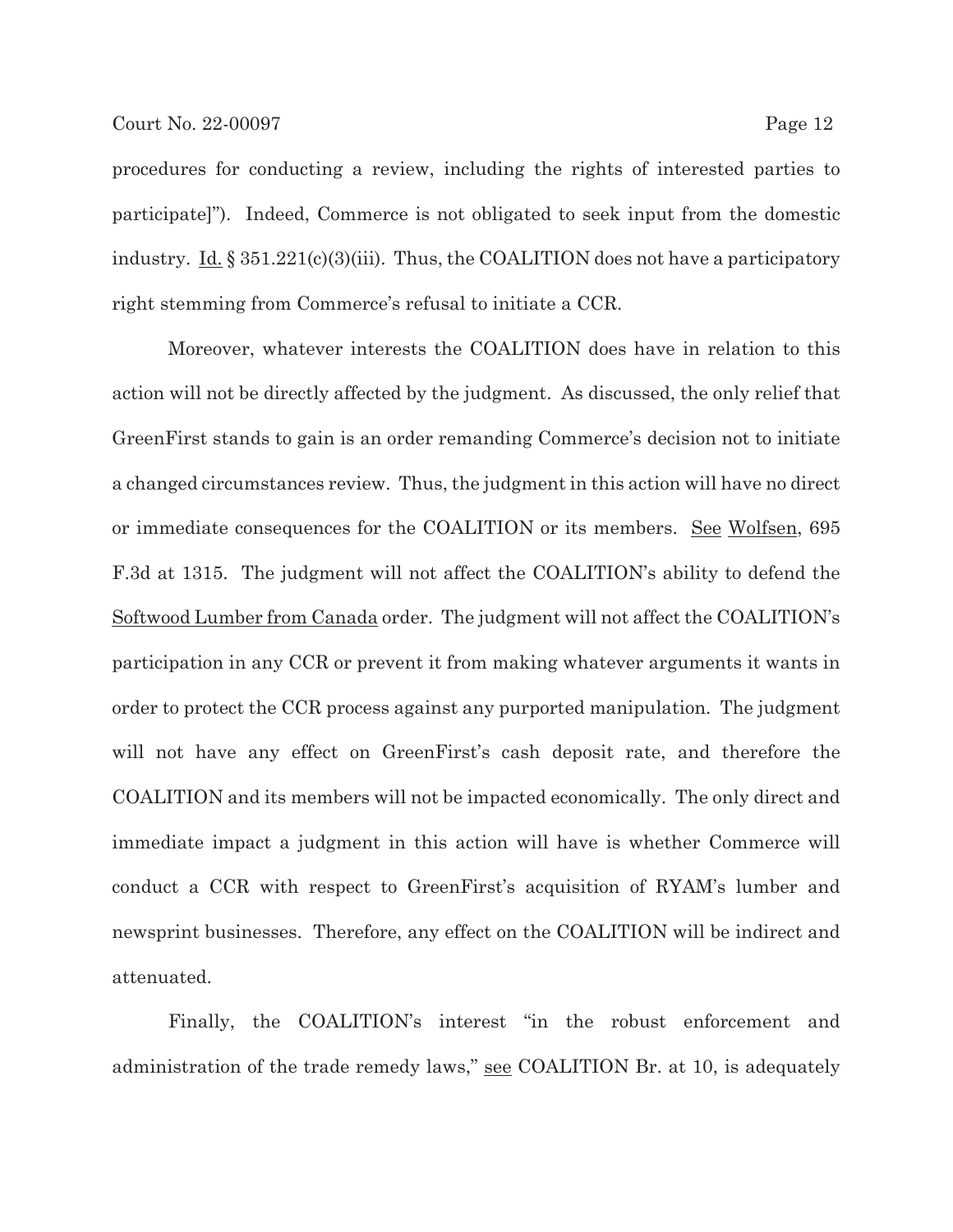procedures for conducting a review, including the rights of interested parties to participate]"). Indeed, Commerce is not obligated to seek input from the domestic industry. Id. § 351.221(c)(3)(iii). Thus, the COALITION does not have a participatory right stemming from Commerce's refusal to initiate a CCR.

Moreover, whatever interests the COALITION does have in relation to this action will not be directly affected by the judgment. As discussed, the only relief that GreenFirst stands to gain is an order remanding Commerce's decision not to initiate a changed circumstances review. Thus, the judgment in this action will have no direct or immediate consequences for the COALITION or its members. See Wolfsen, 695 F.3d at 1315. The judgment will not affect the COALITION's ability to defend the Softwood Lumber from Canada order. The judgment will not affect the COALITION's participation in any CCR or prevent it from making whatever arguments it wants in order to protect the CCR process against any purported manipulation. The judgment will not have any effect on GreenFirst's cash deposit rate, and therefore the COALITION and its members will not be impacted economically. The only direct and immediate impact a judgment in this action will have is whether Commerce will conduct a CCR with respect to GreenFirst's acquisition of RYAM's lumber and newsprint businesses. Therefore, any effect on the COALITION will be indirect and attenuated.

Finally, the COALITION's interest "in the robust enforcement and administration of the trade remedy laws," see COALITION Br. at 10, is adequately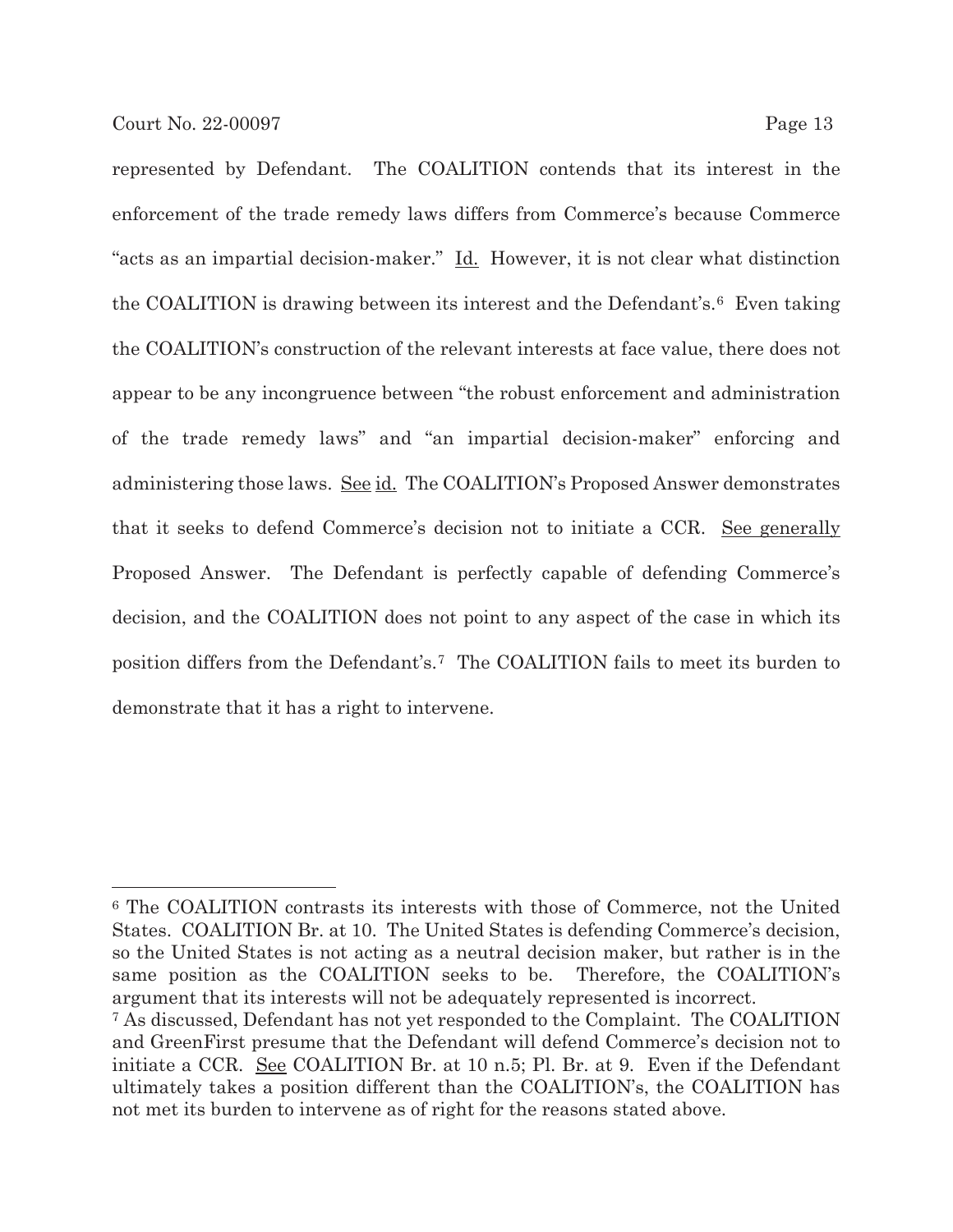represented by Defendant. The COALITION contends that its interest in the enforcement of the trade remedy laws differs from Commerce's because Commerce "acts as an impartial decision-maker." Id. However, it is not clear what distinction the COALITION is drawing between its interest and the Defendant's.[6] Even taking the COALITION's construction of the relevant interests at face value, there does not appear to be any incongruence between "the robust enforcement and administration of the trade remedy laws" and "an impartial decision-maker" enforcing and administering those laws. See id. The COALITION's Proposed Answer demonstrates that it seeks to defend Commerce's decision not to initiate a CCR. See generally Proposed Answer. The Defendant is perfectly capable of defending Commerce's decision, and the COALITION does not point to any aspect of the case in which its position differs from the Defendant's.[7] The COALITION fails to meet its burden to demonstrate that it has a right to intervene.

---

[6] The COALITION contrasts its interests with those of Commerce, not the United States. COALITION Br. at 10. The United States is defending Commerce's decision, so the United States is not acting as a neutral decision maker, but rather is in the same position as the COALITION seeks to be. Therefore, the COALITION's argument that its interests will not be adequately represented is incorrect.

[7] As discussed, Defendant has not yet responded to the Complaint. The COALITION and GreenFirst presume that the Defendant will defend Commerce's decision not to initiate a CCR. See COALITION Br. at 10 n.5; Pl. Br. at 9. Even if the Defendant ultimately takes a position different than the COALITION's, the COALITION has not met its burden to intervene as of right for the reasons stated above.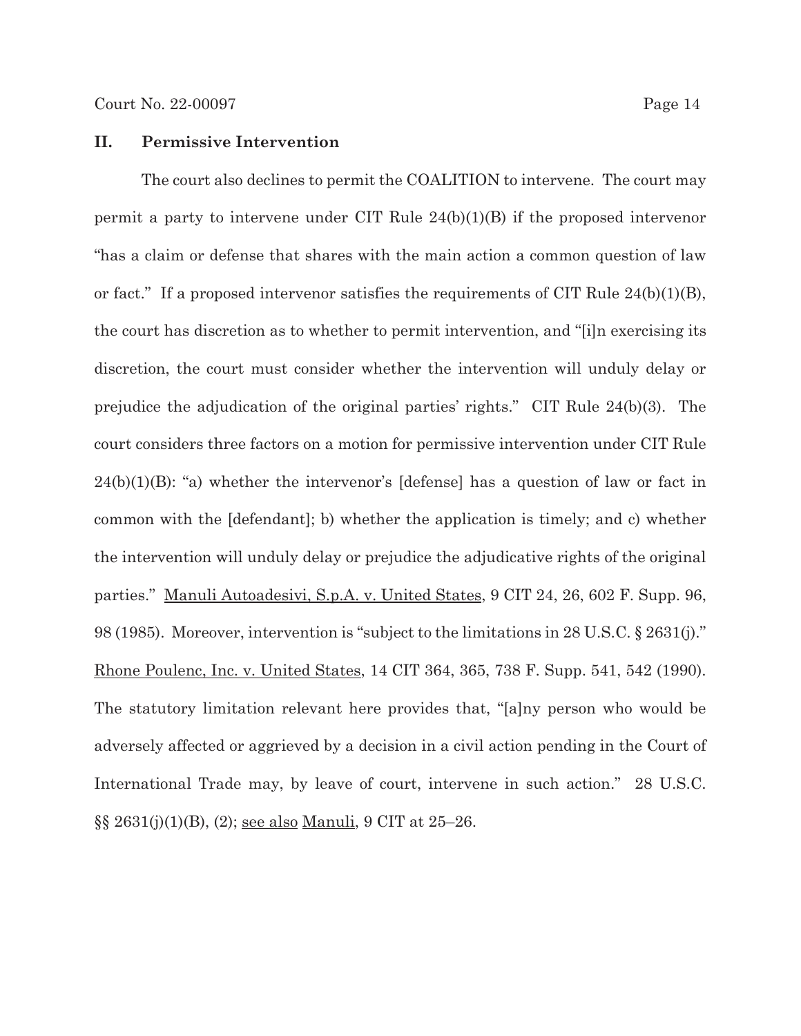## II. Permissive Intervention

The court also declines to permit the COALITION to intervene. The court may permit a party to intervene under CIT Rule 24(b)(1)(B) if the proposed intervenor "has a claim or defense that shares with the main action a common question of law or fact." If a proposed intervenor satisfies the requirements of CIT Rule 24(b)(1)(B), the court has discretion as to whether to permit intervention, and "[i]n exercising its discretion, the court must consider whether the intervention will unduly delay or prejudice the adjudication of the original parties' rights." CIT Rule 24(b)(3). The court considers three factors on a motion for permissive intervention under CIT Rule 24(b)(1)(B): "a) whether the intervenor's [defense] has a question of law or fact in common with the [defendant]; b) whether the application is timely; and c) whether the intervention will unduly delay or prejudice the adjudicative rights of the original parties." Manuli Autoadesivi, S.p.A. v. United States, 9 CIT 24, 26, 602 F. Supp. 96, 98 (1985). Moreover, intervention is "subject to the limitations in 28 U.S.C. § 2631(j)." Rhone Poulenc, Inc. v. United States, 14 CIT 364, 365, 738 F. Supp. 541, 542 (1990). The statutory limitation relevant here provides that, "[a]ny person who would be adversely affected or aggrieved by a decision in a civil action pending in the Court of International Trade may, by leave of court, intervene in such action." 28 U.S.C. §§ 2631(j)(1)(B), (2); see also Manuli, 9 CIT at 25–26.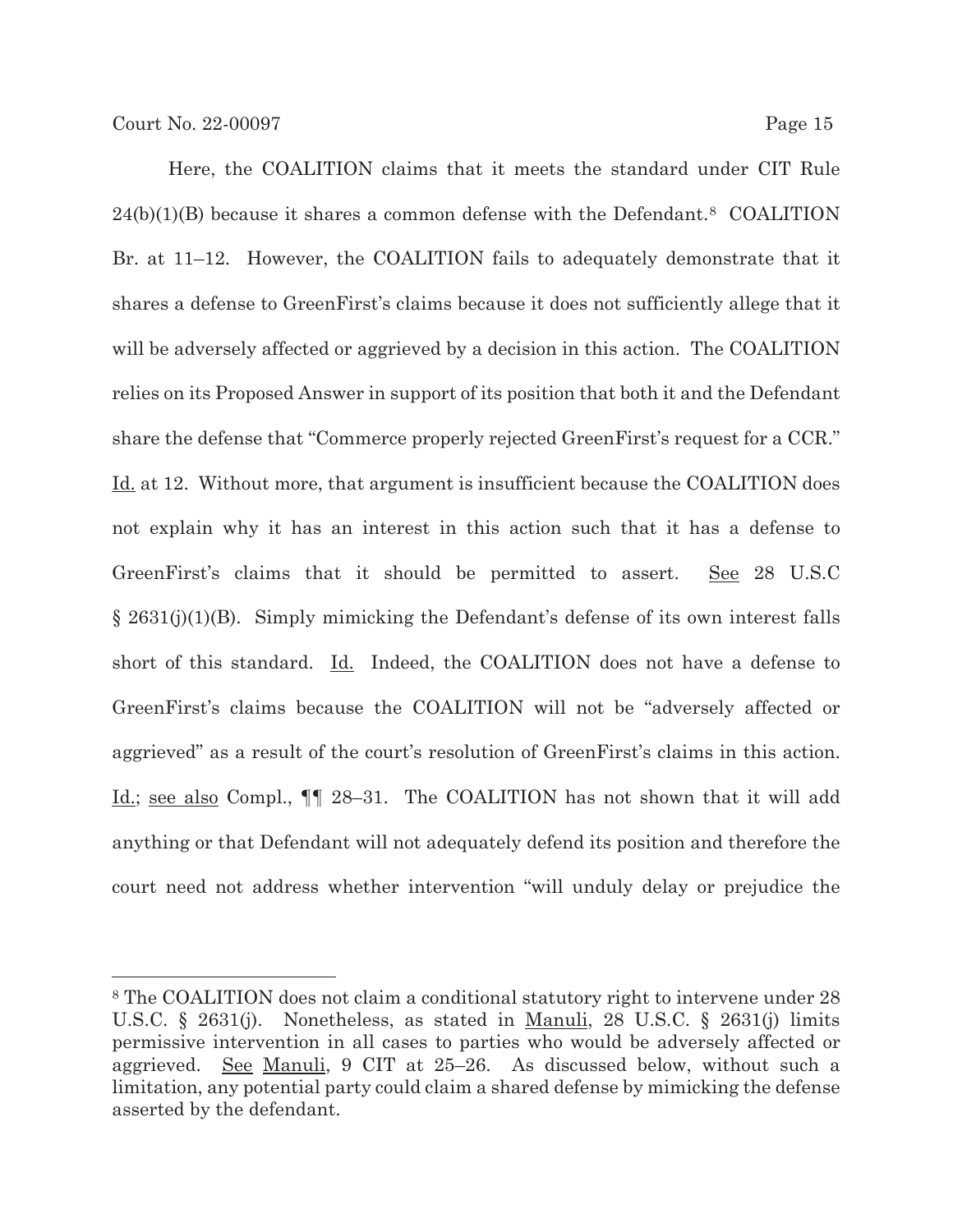Here, the COALITION claims that it meets the standard under CIT Rule 24(b)(1)(B) because it shares a common defense with the Defendant.[8] COALITION Br. at 11–12. However, the COALITION fails to adequately demonstrate that it shares a defense to GreenFirst's claims because it does not sufficiently allege that it will be adversely affected or aggrieved by a decision in this action. The COALITION relies on its Proposed Answer in support of its position that both it and the Defendant share the defense that "Commerce properly rejected GreenFirst's request for a CCR." Id. at 12. Without more, that argument is insufficient because the COALITION does not explain why it has an interest in this action such that it has a defense to GreenFirst's claims that it should be permitted to assert. See 28 U.S.C § 2631(j)(1)(B). Simply mimicking the Defendant's defense of its own interest falls short of this standard. Id. Indeed, the COALITION does not have a defense to GreenFirst's claims because the COALITION will not be "adversely affected or aggrieved" as a result of the court's resolution of GreenFirst's claims in this action. Id.; see also Compl., ¶¶ 28–31. The COALITION has not shown that it will add anything or that Defendant will not adequately defend its position and therefore the court need not address whether intervention "will unduly delay or prejudice the

---

[8] The COALITION does not claim a conditional statutory right to intervene under 28 U.S.C. § 2631(j). Nonetheless, as stated in Manuli, 28 U.S.C. § 2631(j) limits permissive intervention in all cases to parties who would be adversely affected or aggrieved. See Manuli, 9 CIT at 25–26. As discussed below, without such a limitation, any potential party could claim a shared defense by mimicking the defense asserted by the defendant.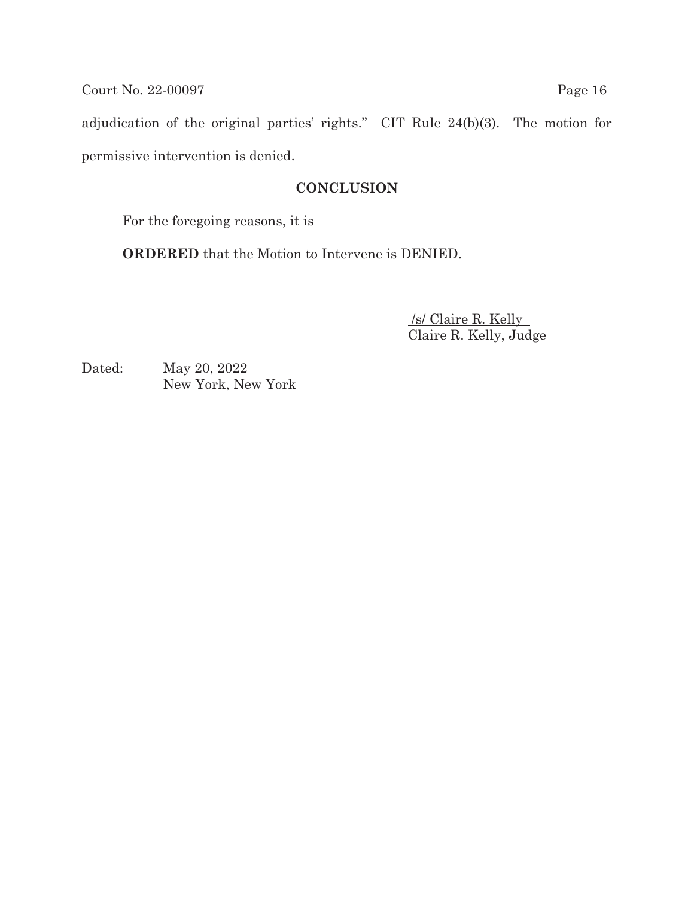adjudication of the original parties' rights." CIT Rule 24(b)(3). The motion for permissive intervention is denied.

## CONCLUSION

For the foregoing reasons, it is

**ORDERED** that the Motion to Intervene is DENIED.

/s/ Claire R. Kelly
Claire R. Kelly, Judge

Dated: May 20, 2022
New York, New York